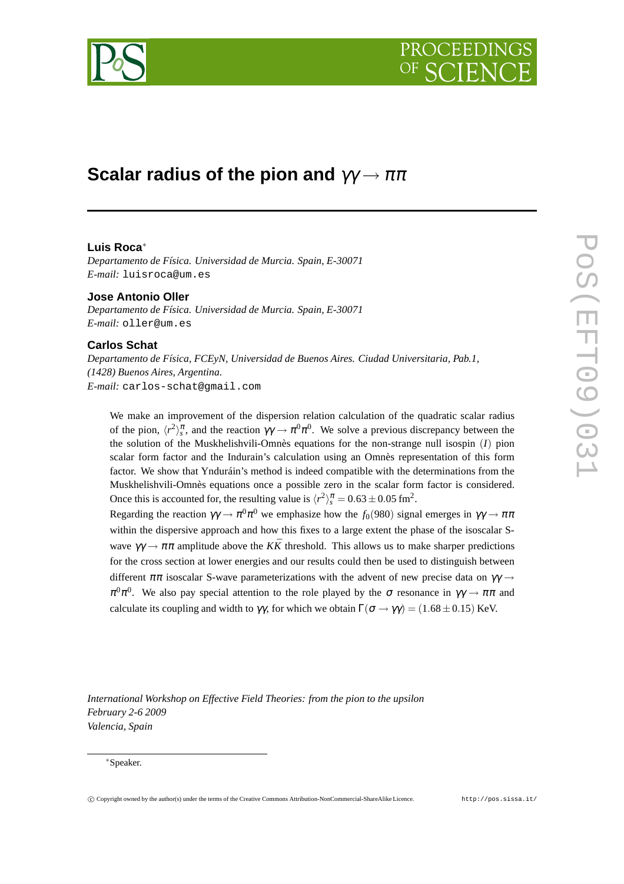# Scalar radius of the pion and $\gamma\gamma \to \pi\pi$

**Luis Roca**[*]

*Departamento de Física. Universidad de Murcia. Spain, E-30071*
*E-mail:* luisroca@um.es

**Jose Antonio Oller**

*Departamento de Física. Universidad de Murcia. Spain, E-30071*
*E-mail:* oller@um.es

**Carlos Schat**

*Departamento de Física, FCEyN, Universidad de Buenos Aires. Ciudad Universitaria, Pab.1, (1428) Buenos Aires, Argentina.*
*E-mail:* carlos-schat@gmail.com

We make an improvement of the dispersion relation calculation of the quadratic scalar radius of the pion, $\langle r^2 \rangle_s^\pi$, and the reaction $\gamma\gamma \to \pi^0\pi^0$. We solve a previous discrepancy between the the solution of the Muskhelishvili-Omnès equations for the non-strange null isospin ($I$) pion scalar form factor and the Indurain's calculation using an Omnès representation of this form factor. We show that Ynduráin's method is indeed compatible with the determinations from the Muskhelishvili-Omnès equations once a possible zero in the scalar form factor is considered. Once this is accounted for, the resulting value is $\langle r^2 \rangle_s^\pi = 0.63 \pm 0.05\, \text{fm}^2$.

Regarding the reaction $\gamma\gamma \to \pi^0\pi^0$ we emphasize how the $f_0(980)$ signal emerges in $\gamma\gamma \to \pi\pi$ within the dispersive approach and how this fixes to a large extent the phase of the isoscalar S-wave $\gamma\gamma \to \pi\pi$ amplitude above the $K\bar{K}$ threshold. This allows us to make sharper predictions for the cross section at lower energies and our results could then be used to distinguish between different $\pi\pi$ isoscalar S-wave parameterizations with the advent of new precise data on $\gamma\gamma \to \pi^0\pi^0$. We also pay special attention to the role played by the $\sigma$ resonance in $\gamma\gamma \to \pi\pi$ and calculate its coupling and width to $\gamma\gamma$, for which we obtain $\Gamma(\sigma \to \gamma\gamma) = (1.68 \pm 0.15)$ KeV.

*International Workshop on Effective Field Theories: from the pion to the upsilon*
*February 2-6 2009*
*Valencia, Spain*

[*] Speaker.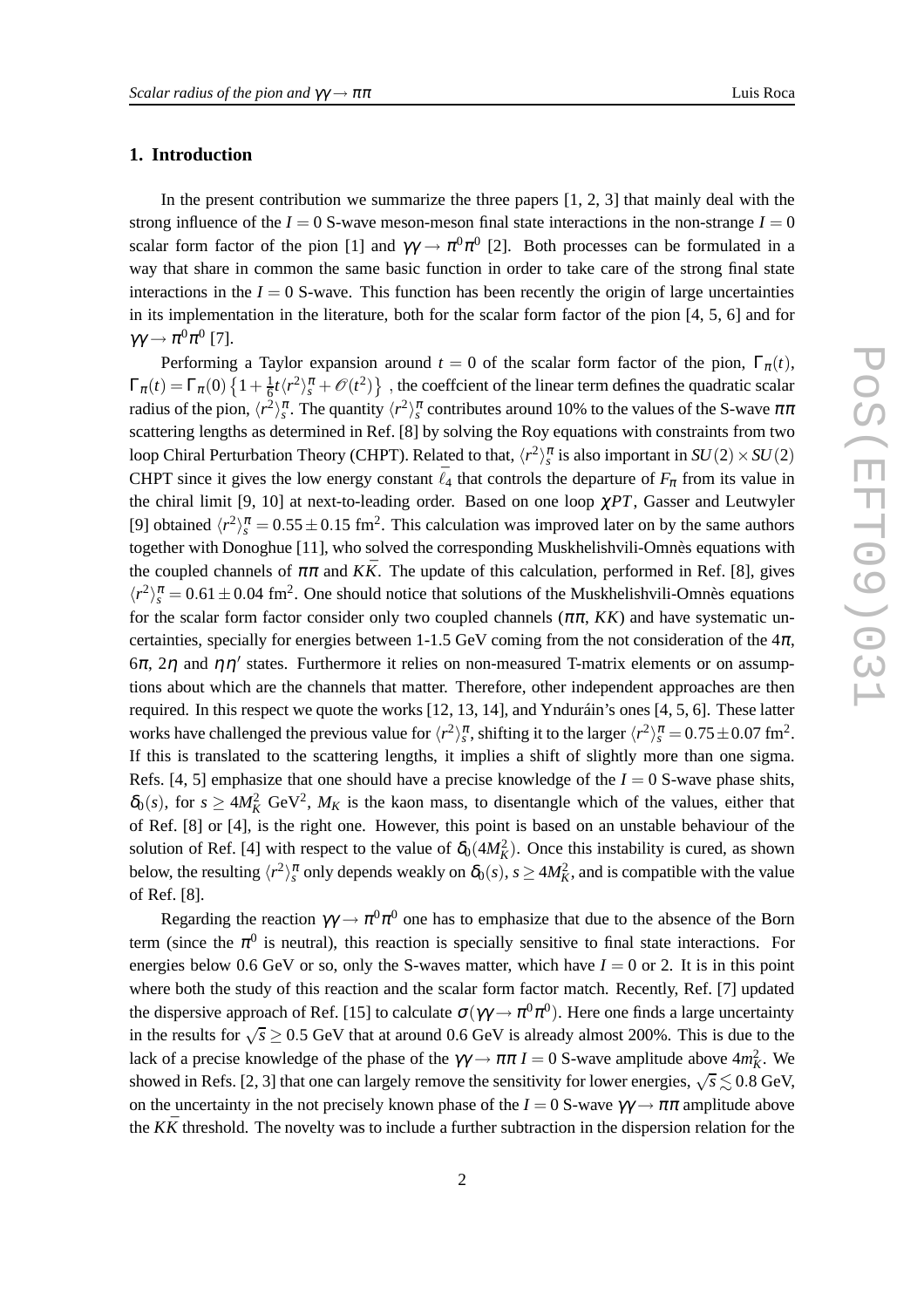## 1. Introduction

In the present contribution we summarize the three papers [1, 2, 3] that mainly deal with the strong influence of the $I=0$ S-wave meson-meson final state interactions in the non-strange $I=0$ scalar form factor of the pion [1] and $\gamma\gamma \to \pi^0\pi^0$ [2]. Both processes can be formulated in a way that share in common the same basic function in order to take care of the strong final state interactions in the $I=0$ S-wave. This function has been recently the origin of large uncertainties in its implementation in the literature, both for the scalar form factor of the pion [4, 5, 6] and for $\gamma\gamma \to \pi^0\pi^0$ [7].

Performing a Taylor expansion around $t=0$ of the scalar form factor of the pion, $\Gamma_\pi(t)$, $\Gamma_\pi(t) = \Gamma_\pi(0)\left\{1 + \frac{1}{6}t\langle r^2\rangle_s^\pi + \mathscr{O}(t^2)\right\}$ , the coeffcient of the linear term defines the quadratic scalar radius of the pion, $\langle r^2\rangle_s^\pi$. The quantity $\langle r^2\rangle_s^\pi$ contributes around 10% to the values of the S-wave $\pi\pi$ scattering lengths as determined in Ref. [8] by solving the Roy equations with constraints from two loop Chiral Perturbation Theory (CHPT). Related to that, $\langle r^2\rangle_s^\pi$ is also important in $SU(2)\times SU(2)$ CHPT since it gives the low energy constant $\bar{\ell}_4$ that controls the departure of $F_\pi$ from its value in the chiral limit [9, 10] at next-to-leading order. Based on one loop $\chi PT$, Gasser and Leutwyler [9] obtained $\langle r^2\rangle_s^\pi = 0.55 \pm 0.15$ fm$^2$. This calculation was improved later on by the same authors together with Donoghue [11], who solved the corresponding Muskhelishvili-Omnès equations with the coupled channels of $\pi\pi$ and $K\bar{K}$. The update of this calculation, performed in Ref. [8], gives $\langle r^2\rangle_s^\pi = 0.61 \pm 0.04$ fm$^2$. One should notice that solutions of the Muskhelishvili-Omnès equations for the scalar form factor consider only two coupled channels ($\pi\pi$, $KK$) and have systematic uncertainties, specially for energies between 1-1.5 GeV coming from the not consideration of the $4\pi$, $6\pi$, $2\eta$ and $\eta\eta'$ states. Furthermore it relies on non-measured T-matrix elements or on assumptions about which are the channels that matter. Therefore, other independent approaches are then required. In this respect we quote the works [12, 13, 14], and Ynduráin's ones [4, 5, 6]. These latter works have challenged the previous value for $\langle r^2\rangle_s^\pi$, shifting it to the larger $\langle r^2\rangle_s^\pi = 0.75 \pm 0.07$ fm$^2$. If this is translated to the scattering lengths, it implies a shift of slightly more than one sigma. Refs. [4, 5] emphasize that one should have a precise knowledge of the $I=0$ S-wave phase shits, $\delta_0(s)$, for $s \geq 4M_K^2$ GeV$^2$, $M_K$ is the kaon mass, to disentangle which of the values, either that of Ref. [8] or [4], is the right one. However, this point is based on an unstable behaviour of the solution of Ref. [4] with respect to the value of $\delta_0(4M_K^2)$. Once this instability is cured, as shown below, the resulting $\langle r^2\rangle_s^\pi$ only depends weakly on $\delta_0(s)$, $s \geq 4M_K^2$, and is compatible with the value of Ref. [8].

Regarding the reaction $\gamma\gamma \to \pi^0\pi^0$ one has to emphasize that due to the absence of the Born term (since the $\pi^0$ is neutral), this reaction is specially sensitive to final state interactions. For energies below 0.6 GeV or so, only the S-waves matter, which have $I=0$ or 2. It is in this point where both the study of this reaction and the scalar form factor match. Recently, Ref. [7] updated the dispersive approach of Ref. [15] to calculate $\sigma(\gamma\gamma \to \pi^0\pi^0)$. Here one finds a large uncertainty in the results for $\sqrt{s} \geq 0.5$ GeV that at around 0.6 GeV is already almost 200%. This is due to the lack of a precise knowledge of the phase of the $\gamma\gamma \to \pi\pi$ $I=0$ S-wave amplitude above $4m_K^2$. We showed in Refs. [2, 3] that one can largely remove the sensitivity for lower energies, $\sqrt{s} \lesssim 0.8$ GeV, on the uncertainty in the not precisely known phase of the $I=0$ S-wave $\gamma\gamma \to \pi\pi$ amplitude above the $K\bar{K}$ threshold. The novelty was to include a further subtraction in the dispersion relation for the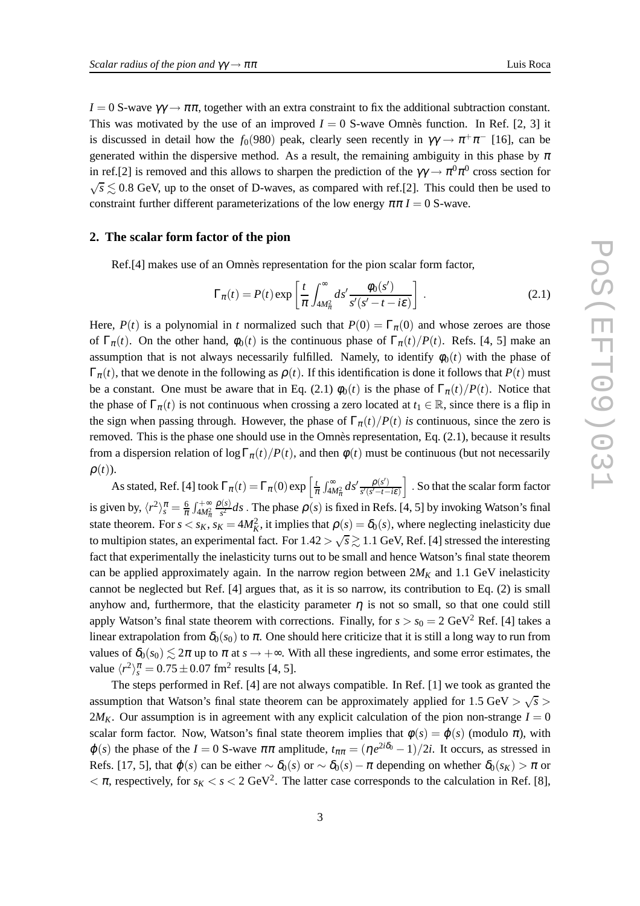$I = 0$ S-wave $\gamma\gamma \to \pi\pi$, together with an extra constraint to fix the additional subtraction constant. This was motivated by the use of an improved $I = 0$ S-wave Omnès function. In Ref. [2, 3] it is discussed in detail how the $f_0(980)$ peak, clearly seen recently in $\gamma\gamma \to \pi^+\pi^-$ [16], can be generated within the dispersive method. As a result, the remaining ambiguity in this phase by $\pi$ in ref.[2] is removed and this allows to sharpen the prediction of the $\gamma\gamma \to \pi^0\pi^0$ cross section for $\sqrt{s} \lesssim 0.8$ GeV, up to the onset of D-waves, as compared with ref.[2]. This could then be used to constraint further different parameterizations of the low energy $\pi\pi$ $I = 0$ S-wave.

## 2. The scalar form factor of the pion

Ref.[4] makes use of an Omnès representation for the pion scalar form factor,

$$\Gamma_\pi(t) = P(t) \exp\left[\frac{t}{\pi}\int_{4M_\pi^2}^{\infty} ds' \frac{\phi_0(s')}{s'(s'-t-i\varepsilon)}\right] . \tag{2.1}$$

Here, $P(t)$ is a polynomial in $t$ normalized such that $P(0) = \Gamma_\pi(0)$ and whose zeroes are those of $\Gamma_\pi(t)$. On the other hand, $\phi_0(t)$ is the continuous phase of $\Gamma_\pi(t)/P(t)$. Refs. [4, 5] make an assumption that is not always necessarily fulfilled. Namely, to identify $\phi_0(t)$ with the phase of $\Gamma_\pi(t)$, that we denote in the following as $\rho(t)$. If this identification is done it follows that $P(t)$ must be a constant. One must be aware that in Eq. (2.1) $\phi_0(t)$ is the phase of $\Gamma_\pi(t)/P(t)$. Notice that the phase of $\Gamma_\pi(t)$ is not continuous when crossing a zero located at $t_1 \in \mathbb{R}$, since there is a flip in the sign when passing through. However, the phase of $\Gamma_\pi(t)/P(t)$ *is* continuous, since the zero is removed. This is the phase one should use in the Omnès representation, Eq. (2.1), because it results from a dispersion relation of $\log\Gamma_\pi(t)/P(t)$, and then $\phi(t)$ must be continuous (but not necessarily $\rho(t)$).

As stated, Ref. [4] took $\Gamma_\pi(t) = \Gamma_\pi(0)\exp\left[\frac{t}{\pi}\int_{4M_\pi^2}^{\infty} ds' \frac{\rho(s')}{s'(s'-t-i\varepsilon)}\right]$ . So that the scalar form factor is given by, $\langle r^2\rangle_s^\pi = \frac{6}{\pi}\int_{4M_\pi^2}^{+\infty}\frac{\rho(s)}{s^2}ds$ . The phase $\rho(s)$ is fixed in Refs. [4, 5] by invoking Watson's final state theorem. For $s < s_K$, $s_K = 4M_K^2$, it implies that $\rho(s) = \delta_0(s)$, where neglecting inelasticity due to multipion states, an experimental fact. For $1.42 > \sqrt{s} \gtrsim 1.1$ GeV, Ref. [4] stressed the interesting fact that experimentally the inelasticity turns out to be small and hence Watson's final state theorem can be applied approximately again. In the narrow region between $2M_K$ and 1.1 GeV inelasticity cannot be neglected but Ref. [4] argues that, as it is so narrow, its contribution to Eq. (2) is small anyhow and, furthermore, that the elasticity parameter $\eta$ is not so small, so that one could still apply Watson's final state theorem with corrections. Finally, for $s > s_0 = 2$ GeV$^2$ Ref. [4] takes a linear extrapolation from $\delta_0(s_0)$ to $\pi$. One should here criticize that it is still a long way to run from values of $\delta_0(s_0) \lesssim 2\pi$ up to $\pi$ at $s \to +\infty$. With all these ingredients, and some error estimates, the value $\langle r^2\rangle_s^\pi = 0.75 \pm 0.07$ fm$^2$ results [4, 5].

The steps performed in Ref. [4] are not always compatible. In Ref. [1] we took as granted the assumption that Watson's final state theorem can be approximately applied for $1.5\text{ GeV} > \sqrt{s} > 2M_K$. Our assumption is in agreement with any explicit calculation of the pion non-strange $I = 0$ scalar form factor. Now, Watson's final state theorem implies that $\phi(s) = \varphi(s)$ (modulo $\pi$), with $\varphi(s)$ the phase of the $I = 0$ S-wave $\pi\pi$ amplitude, $t_{\pi\pi} = (\eta e^{2i\delta_0} - 1)/2i$. It occurs, as stressed in Refs. [17, 5], that $\varphi(s)$ can be either $\sim \delta_0(s)$ or $\sim \delta_0(s) - \pi$ depending on whether $\delta_0(s_K) > \pi$ or $< \pi$, respectively, for $s_K < s < 2$ GeV$^2$. The latter case corresponds to the calculation in Ref. [8],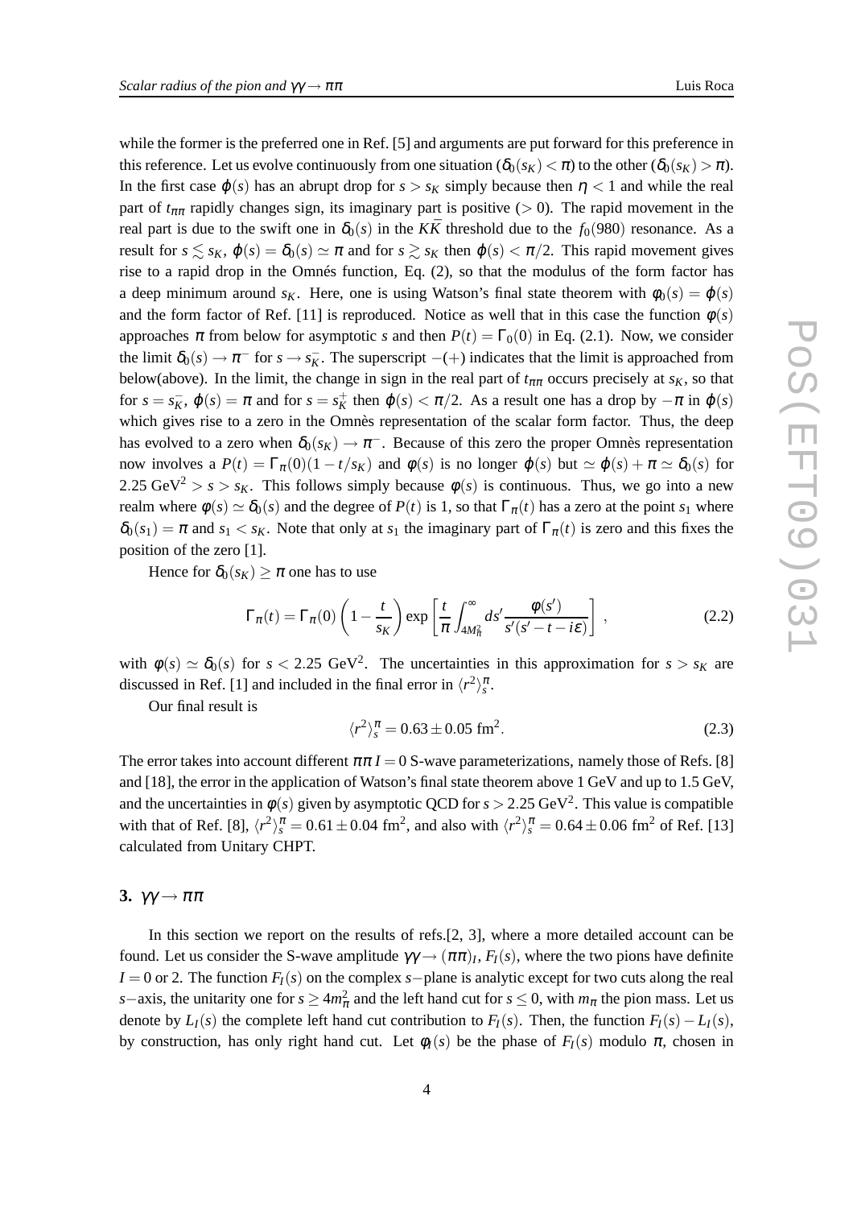while the former is the preferred one in Ref. [5] and arguments are put forward for this preference in this reference. Let us evolve continuously from one situation ($\delta_0(s_K) < \pi$) to the other ($\delta_0(s_K) > \pi$). In the first case $\varphi(s)$ has an abrupt drop for $s > s_K$ simply because then $\eta < 1$ and while the real part of $t_{\pi\pi}$ rapidly changes sign, its imaginary part is positive ($> 0$). The rapid movement in the real part is due to the swift one in $\delta_0(s)$ in the $K\bar{K}$ threshold due to the $f_0(980)$ resonance. As a result for $s \lesssim s_K$, $\varphi(s) = \delta_0(s) \simeq \pi$ and for $s \gtrsim s_K$ then $\varphi(s) < \pi/2$. This rapid movement gives rise to a rapid drop in the Omnés function, Eq. (2), so that the modulus of the form factor has a deep minimum around $s_K$. Here, one is using Watson's final state theorem with $\phi_0(s) = \varphi(s)$ and the form factor of Ref. [11] is reproduced. Notice as well that in this case the function $\phi(s)$ approaches $\pi$ from below for asymptotic $s$ and then $P(t) = \Gamma_0(0)$ in Eq. (2.1). Now, we consider the limit $\delta_0(s) \to \pi^-$ for $s \to s_K^-$. The superscript $-(+)$ indicates that the limit is approached from below(above). In the limit, the change in sign in the real part of $t_{\pi\pi}$ occurs precisely at $s_K$, so that for $s = s_K^-$, $\varphi(s) = \pi$ and for $s = s_K^+$ then $\varphi(s) < \pi/2$. As a result one has a drop by $-\pi$ in $\varphi(s)$ which gives rise to a zero in the Omnès representation of the scalar form factor. Thus, the deep has evolved to a zero when $\delta_0(s_K) \to \pi^-$. Because of this zero the proper Omnès representation now involves a $P(t) = \Gamma_\pi(0)(1 - t/s_K)$ and $\phi(s)$ is no longer $\varphi(s)$ but $\simeq \varphi(s) + \pi \simeq \delta_0(s)$ for $2.25\ \mathrm{GeV}^2 > s > s_K$. This follows simply because $\phi(s)$ is continuous. Thus, we go into a new realm where $\phi(s) \simeq \delta_0(s)$ and the degree of $P(t)$ is 1, so that $\Gamma_\pi(t)$ has a zero at the point $s_1$ where $\delta_0(s_1) = \pi$ and $s_1 < s_K$. Note that only at $s_1$ the imaginary part of $\Gamma_\pi(t)$ is zero and this fixes the position of the zero [1].

Hence for $\delta_0(s_K) \geq \pi$ one has to use

$$\Gamma_\pi(t) = \Gamma_\pi(0)\left(1 - \frac{t}{s_K}\right) \exp\left[\frac{t}{\pi}\int_{4M_\pi^2}^{\infty} ds' \frac{\phi(s')}{s'(s'-t-i\varepsilon)}\right] , \tag{2.2}$$

with $\phi(s) \simeq \delta_0(s)$ for $s < 2.25\ \mathrm{GeV}^2$. The uncertainties in this approximation for $s > s_K$ are discussed in Ref. [1] and included in the final error in $\langle r^2 \rangle_s^\pi$.

Our final result is

$$\langle r^2 \rangle_s^\pi = 0.63 \pm 0.05\ \mathrm{fm}^2. \tag{2.3}$$

The error takes into account different $\pi\pi\, I = 0$ S-wave parameterizations, namely those of Refs. [8] and [18], the error in the application of Watson's final state theorem above 1 GeV and up to 1.5 GeV, and the uncertainties in $\phi(s)$ given by asymptotic QCD for $s > 2.25\ \mathrm{GeV}^2$. This value is compatible with that of Ref. [8], $\langle r^2 \rangle_s^\pi = 0.61 \pm 0.04\ \mathrm{fm}^2$, and also with $\langle r^2 \rangle_s^\pi = 0.64 \pm 0.06\ \mathrm{fm}^2$ of Ref. [13] calculated from Unitary CHPT.

## 3. $\gamma\gamma \to \pi\pi$

In this section we report on the results of refs.[2, 3], where a more detailed account can be found. Let us consider the S-wave amplitude $\gamma\gamma \to (\pi\pi)_I$, $F_I(s)$, where the two pions have definite $I = 0$ or 2. The function $F_I(s)$ on the complex $s-$plane is analytic except for two cuts along the real $s-$axis, the unitarity one for $s \geq 4m_\pi^2$ and the left hand cut for $s \leq 0$, with $m_\pi$ the pion mass. Let us denote by $L_I(s)$ the complete left hand cut contribution to $F_I(s)$. Then, the function $F_I(s) - L_I(s)$, by construction, has only right hand cut. Let $\phi_I(s)$ be the phase of $F_I(s)$ modulo $\pi$, chosen in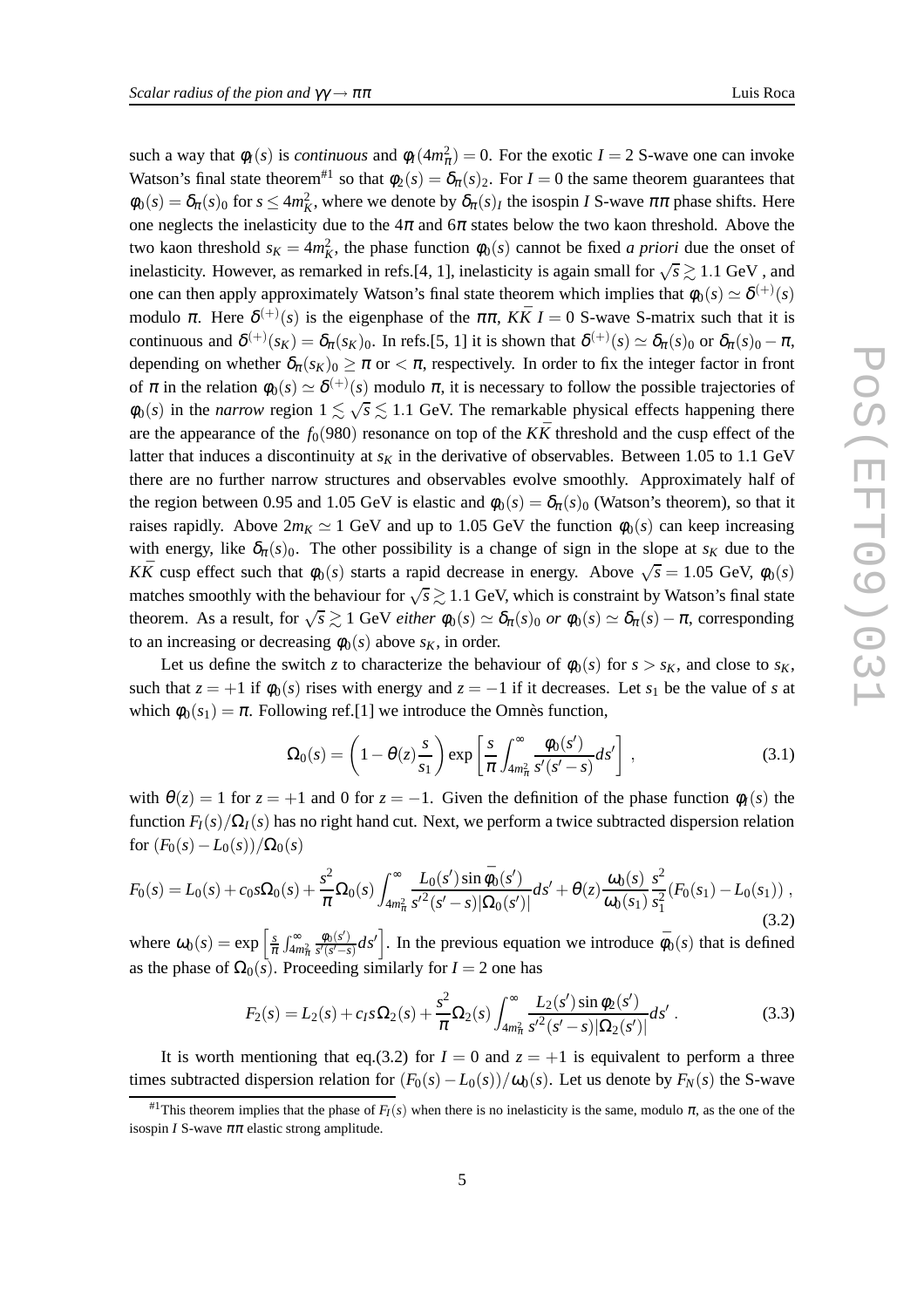such a way that $\phi_I(s)$ is *continuous* and $\phi_I(4m_\pi^2)=0$. For the exotic $I=2$ S-wave one can invoke Watson's final state theorem[#1] so that $\phi_2(s)=\delta_\pi(s)_2$. For $I=0$ the same theorem guarantees that $\phi_0(s)=\delta_\pi(s)_0$ for $s\le 4m_K^2$, where we denote by $\delta_\pi(s)_I$ the isospin $I$ S-wave $\pi\pi$ phase shifts. Here one neglects the inelasticity due to the $4\pi$ and $6\pi$ states below the two kaon threshold. Above the two kaon threshold $s_K=4m_K^2$, the phase function $\phi_0(s)$ cannot be fixed *a priori* due the onset of inelasticity. However, as remarked in refs.[4, 1], inelasticity is again small for $\sqrt{s}\gtrsim 1.1$ GeV , and one can then apply approximately Watson's final state theorem which implies that $\phi_0(s)\simeq\delta^{(+)}(s)$ modulo $\pi$. Here $\delta^{(+)}(s)$ is the eigenphase of the $\pi\pi$, $K\bar{K}$ $I=0$ S-wave S-matrix such that it is continuous and $\delta^{(+)}(s_K)=\delta_\pi(s_K)_0$. In refs.[5, 1] it is shown that $\delta^{(+)}(s)\simeq\delta_\pi(s)_0$ or $\delta_\pi(s)_0-\pi$, depending on whether $\delta_\pi(s_K)_0\ge\pi$ or $<\pi$, respectively. In order to fix the integer factor in front of $\pi$ in the relation $\phi_0(s)\simeq\delta^{(+)}(s)$ modulo $\pi$, it is necessary to follow the possible trajectories of $\phi_0(s)$ in the *narrow* region $1\lesssim\sqrt{s}\lesssim 1.1$ GeV. The remarkable physical effects happening there are the appearance of the $f_0(980)$ resonance on top of the $K\bar{K}$ threshold and the cusp effect of the latter that induces a discontinuity at $s_K$ in the derivative of observables. Between 1.05 to 1.1 GeV there are no further narrow structures and observables evolve smoothly. Approximately half of the region between 0.95 and 1.05 GeV is elastic and $\phi_0(s)=\delta_\pi(s)_0$ (Watson's theorem), so that it raises rapidly. Above $2m_K\simeq 1$ GeV and up to 1.05 GeV the function $\phi_0(s)$ can keep increasing with energy, like $\delta_\pi(s)_0$. The other possibility is a change of sign in the slope at $s_K$ due to the $K\bar{K}$ cusp effect such that $\phi_0(s)$ starts a rapid decrease in energy. Above $\sqrt{s}=1.05$ GeV, $\phi_0(s)$ matches smoothly with the behaviour for $\sqrt{s}\gtrsim 1.1$ GeV, which is constraint by Watson's final state theorem. As a result, for $\sqrt{s}\gtrsim 1$ GeV *either* $\phi_0(s)\simeq\delta_\pi(s)_0$ *or* $\phi_0(s)\simeq\delta_\pi(s)-\pi$, corresponding to an increasing or decreasing $\phi_0(s)$ above $s_K$, in order.

Let us define the switch $z$ to characterize the behaviour of $\phi_0(s)$ for $s>s_K$, and close to $s_K$, such that $z=+1$ if $\phi_0(s)$ rises with energy and $z=-1$ if it decreases. Let $s_1$ be the value of $s$ at which $\phi_0(s_1)=\pi$. Following ref.[1] we introduce the Omnès function,

$$\Omega_0(s)=\left(1-\theta(z)\frac{s}{s_1}\right)\exp\left[\frac{s}{\pi}\int_{4m_\pi^2}^\infty\frac{\phi_0(s')}{s'(s'-s)}ds'\right]\,, \tag{3.1}$$

with $\theta(z)=1$ for $z=+1$ and 0 for $z=-1$. Given the definition of the phase function $\phi_I(s)$ the function $F_I(s)/\Omega_I(s)$ has no right hand cut. Next, we perform a twice subtracted dispersion relation for $(F_0(s)-L_0(s))/\Omega_0(s)$

$$F_0(s)=L_0(s)+c_0 s\Omega_0(s)+\frac{s^2}{\pi}\Omega_0(s)\int_{4m_\pi^2}^\infty\frac{L_0(s')\sin\bar{\phi}_0(s')}{s'^2(s'-s)|\Omega_0(s')|}ds'+\theta(z)\frac{\omega_0(s)}{\omega_0(s_1)}\frac{s^2}{s_1^2}\left(F_0(s_1)-L_0(s_1)\right)\,, \tag{3.2}$$

where $\omega_0(s)=\exp\left[\frac{s}{\pi}\int_{4m_\pi^2}^\infty\frac{\phi_0(s')}{s'(s'-s)}ds'\right]$. In the previous equation we introduce $\bar{\phi}_0(s)$ that is defined as the phase of $\Omega_0(s)$. Proceeding similarly for $I=2$ one has

$$F_2(s)=L_2(s)+c_I s\Omega_2(s)+\frac{s^2}{\pi}\Omega_2(s)\int_{4m_\pi^2}^\infty\frac{L_2(s')\sin\phi_2(s')}{s'^2(s'-s)|\Omega_2(s')|}ds'\,. \tag{3.3}$$

It is worth mentioning that eq.(3.2) for $I=0$ and $z=+1$ is equivalent to perform a three times subtracted dispersion relation for $(F_0(s)-L_0(s))/\omega_0(s)$. Let us denote by $F_N(s)$ the S-wave

---

[#1] This theorem implies that the phase of $F_I(s)$ when there is no inelasticity is the same, modulo $\pi$, as the one of the isospin $I$ S-wave $\pi\pi$ elastic strong amplitude.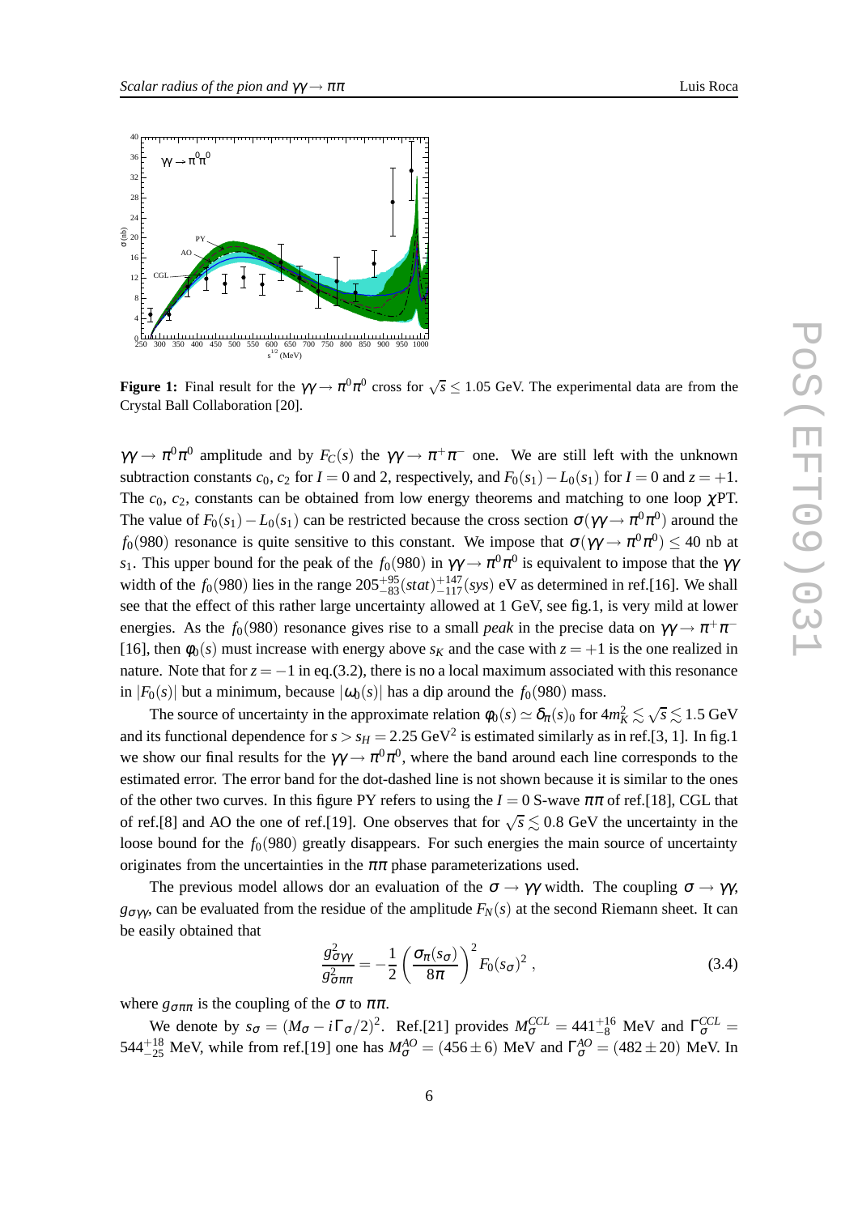**Figure 1:** Final result for the $\gamma\gamma \to \pi^0\pi^0$ cross for $\sqrt{s} \leq 1.05$ GeV. The experimental data are from the Crystal Ball Collaboration [20].

$\gamma\gamma \to \pi^0\pi^0$ amplitude and by $F_C(s)$ the $\gamma\gamma \to \pi^+\pi^-$ one. We are still left with the unknown subtraction constants $c_0$, $c_2$ for $I=0$ and 2, respectively, and $F_0(s_1) - L_0(s_1)$ for $I=0$ and $z=+1$. The $c_0$, $c_2$, constants can be obtained from low energy theorems and matching to one loop $\chi$PT. The value of $F_0(s_1) - L_0(s_1)$ can be restricted because the cross section $\sigma(\gamma\gamma \to \pi^0\pi^0)$ around the $f_0(980)$ resonance is quite sensitive to this constant. We impose that $\sigma(\gamma\gamma \to \pi^0\pi^0) \leq 40$ nb at $s_1$. This upper bound for the peak of the $f_0(980)$ in $\gamma\gamma \to \pi^0\pi^0$ is equivalent to impose that the $\gamma\gamma$ width of the $f_0(980)$ lies in the range $205^{+95}_{-83}(stat)^{+147}_{-117}(sys)$ eV as determined in ref.[16]. We shall see that the effect of this rather large uncertainty allowed at 1 GeV, see fig.1, is very mild at lower energies. As the $f_0(980)$ resonance gives rise to a small *peak* in the precise data on $\gamma\gamma \to \pi^+\pi^-$ [16], then $\varphi_0(s)$ must increase with energy above $s_K$ and the case with $z=+1$ is the one realized in nature. Note that for $z=-1$ in eq.(3.2), there is no a local maximum associated with this resonance in $|F_0(s)|$ but a minimum, because $|\omega_0(s)|$ has a dip around the $f_0(980)$ mass.

The source of uncertainty in the approximate relation $\varphi_0(s) \simeq \delta_\pi(s)_0$ for $4m_K^2 \lesssim \sqrt{s} \lesssim 1.5$ GeV and its functional dependence for $s > s_H = 2.25$ GeV$^2$ is estimated similarly as in ref.[3, 1]. In fig.1 we show our final results for the $\gamma\gamma \to \pi^0\pi^0$, where the band around each line corresponds to the estimated error. The error band for the dot-dashed line is not shown because it is similar to the ones of the other two curves. In this figure PY refers to using the $I=0$ S-wave $\pi\pi$ of ref.[18], CGL that of ref.[8] and AO the one of ref.[19]. One observes that for $\sqrt{s} \lesssim 0.8$ GeV the uncertainty in the loose bound for the $f_0(980)$ greatly disappears. For such energies the main source of uncertainty originates from the uncertainties in the $\pi\pi$ phase parameterizations used.

The previous model allows dor an evaluation of the $\sigma \to \gamma\gamma$ width. The coupling $\sigma \to \gamma\gamma$, $g_{\sigma\gamma\gamma}$ can be evaluated from the residue of the amplitude $F_N(s)$ at the second Riemann sheet. It can be easily obtained that

$$\frac{g^2_{\sigma\gamma\gamma}}{g^2_{\sigma\pi\pi}} = -\frac{1}{2}\left(\frac{\sigma_\pi(s_\sigma)}{8\pi}\right)^2 F_0(s_\sigma)^2 \,, \tag{3.4}$$

where $g_{\sigma\pi\pi}$ is the coupling of the $\sigma$ to $\pi\pi$.

We denote by $s_\sigma = (M_\sigma - i\Gamma_\sigma/2)^2$. Ref.[21] provides $M_\sigma^{CCL} = 441^{+16}_{-8}$ MeV and $\Gamma_\sigma^{CCL} = 544^{+18}_{-25}$ MeV, while from ref.[19] one has $M_\sigma^{AO} = (456 \pm 6)$ MeV and $\Gamma_\sigma^{AO} = (482 \pm 20)$ MeV. In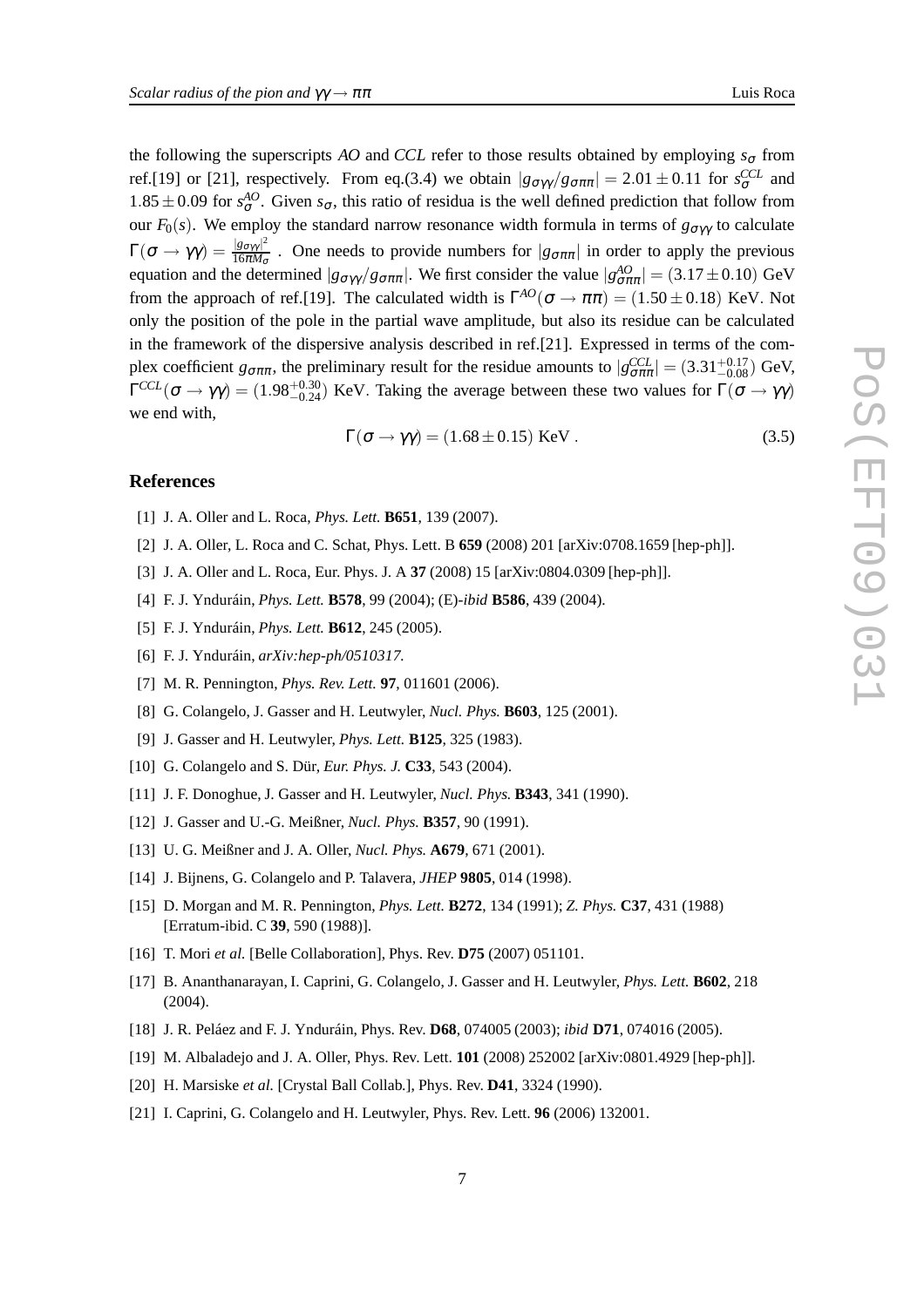the following the superscripts *AO* and *CCL* refer to those results obtained by employing $s_\sigma$ from ref.[19] or [21], respectively. From eq.(3.4) we obtain $|g_{\sigma\gamma\gamma}/g_{\sigma\pi\pi}| = 2.01 \pm 0.11$ for $s_\sigma^{CCL}$ and $1.85 \pm 0.09$ for $s_\sigma^{AO}$. Given $s_\sigma$, this ratio of residua is the well defined prediction that follow from our $F_0(s)$. We employ the standard narrow resonance width formula in terms of $g_{\sigma\gamma\gamma}$ to calculate $\Gamma(\sigma \to \gamma\gamma) = \frac{|g_{\sigma\gamma\gamma}|^2}{16\pi M_\sigma}$ . One needs to provide numbers for $|g_{\sigma\pi\pi}|$ in order to apply the previous equation and the determined $|g_{\sigma\gamma\gamma}/g_{\sigma\pi\pi}|$. We first consider the value $|g_{\sigma\pi\pi}^{AO}| = (3.17 \pm 0.10)$ GeV from the approach of ref.[19]. The calculated width is $\Gamma^{AO}(\sigma \to \pi\pi) = (1.50 \pm 0.18)$ KeV. Not only the position of the pole in the partial wave amplitude, but also its residue can be calculated in the framework of the dispersive analysis described in ref.[21]. Expressed in terms of the complex coefficient $g_{\sigma\pi\pi}$, the preliminary result for the residue amounts to $|g_{\sigma\pi\pi}^{CCL}| = (3.31^{+0.17}_{-0.08})$ GeV, $\Gamma^{CCL}(\sigma \to \gamma\gamma) = (1.98^{+0.30}_{-0.24})$ KeV. Taking the average between these two values for $\Gamma(\sigma \to \gamma\gamma)$ we end with,

$$\Gamma(\sigma \to \gamma\gamma) = (1.68 \pm 0.15) \text{ KeV} . \tag{3.5}$$

## References

[1] J. A. Oller and L. Roca, *Phys. Lett.* **B651**, 139 (2007).

[2] J. A. Oller, L. Roca and C. Schat, Phys. Lett. B **659** (2008) 201 [arXiv:0708.1659 [hep-ph]].

[3] J. A. Oller and L. Roca, Eur. Phys. J. A **37** (2008) 15 [arXiv:0804.0309 [hep-ph]].

[4] F. J. Ynduráin, *Phys. Lett.* **B578**, 99 (2004); (E)-*ibid* **B586**, 439 (2004).

[5] F. J. Ynduráin, *Phys. Lett.* **B612**, 245 (2005).

[6] F. J. Ynduráin, *arXiv:hep-ph/0510317*.

[7] M. R. Pennington, *Phys. Rev. Lett.* **97**, 011601 (2006).

[8] G. Colangelo, J. Gasser and H. Leutwyler, *Nucl. Phys.* **B603**, 125 (2001).

[9] J. Gasser and H. Leutwyler, *Phys. Lett.* **B125**, 325 (1983).

[10] G. Colangelo and S. Dür, *Eur. Phys. J.* **C33**, 543 (2004).

[11] J. F. Donoghue, J. Gasser and H. Leutwyler, *Nucl. Phys.* **B343**, 341 (1990).

[12] J. Gasser and U.-G. Meißner, *Nucl. Phys.* **B357**, 90 (1991).

[13] U. G. Meißner and J. A. Oller, *Nucl. Phys.* **A679**, 671 (2001).

[14] J. Bijnens, G. Colangelo and P. Talavera, *JHEP* **9805**, 014 (1998).

[15] D. Morgan and M. R. Pennington, *Phys. Lett.* **B272**, 134 (1991); *Z. Phys.* **C37**, 431 (1988) [Erratum-ibid. C **39**, 590 (1988)].

[16] T. Mori *et al.* [Belle Collaboration], Phys. Rev. **D75** (2007) 051101.

[17] B. Ananthanarayan, I. Caprini, G. Colangelo, J. Gasser and H. Leutwyler, *Phys. Lett.* **B602**, 218 (2004).

[18] J. R. Peláez and F. J. Ynduráin, Phys. Rev. **D68**, 074005 (2003); *ibid* **D71**, 074016 (2005).

[19] M. Albaladejo and J. A. Oller, Phys. Rev. Lett. **101** (2008) 252002 [arXiv:0801.4929 [hep-ph]].

[20] H. Marsiske *et al.* [Crystal Ball Collab.], Phys. Rev. **D41**, 3324 (1990).

[21] I. Caprini, G. Colangelo and H. Leutwyler, Phys. Rev. Lett. **96** (2006) 132001.